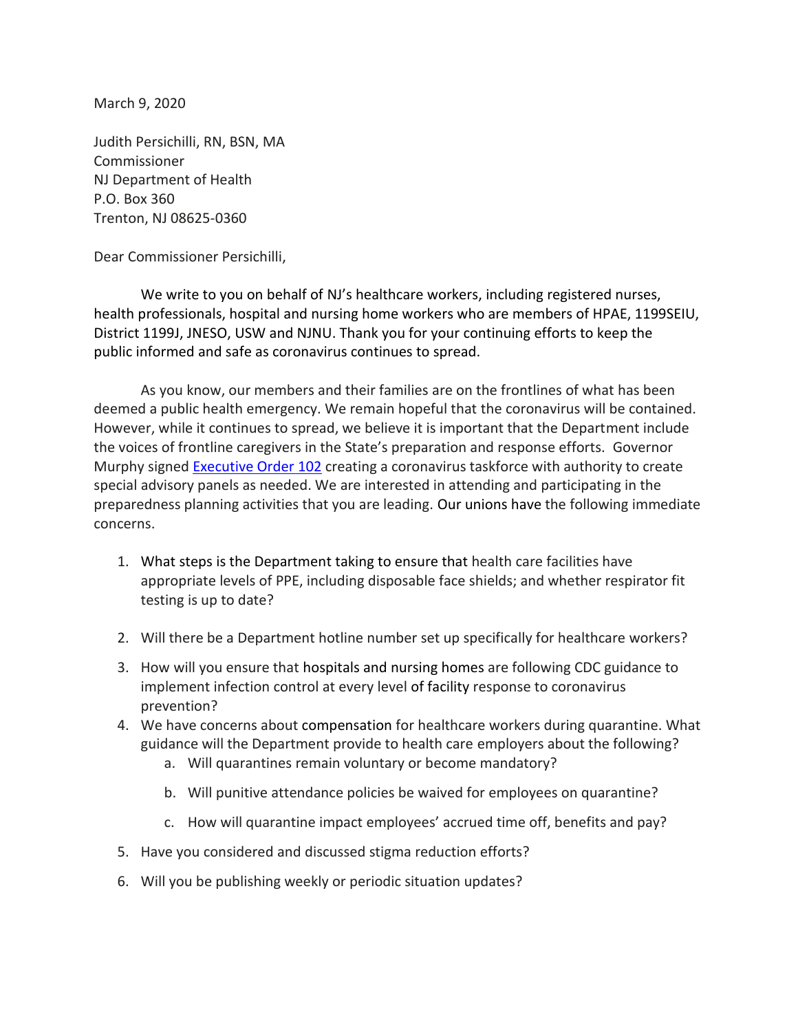March 9, 2020

Judith Persichilli, RN, BSN, MA
Commissioner
NJ Department of Health
P.O. Box 360
Trenton, NJ 08625-0360

Dear Commissioner Persichilli,

We write to you on behalf of NJ's healthcare workers, including registered nurses, health professionals, hospital and nursing home workers who are members of HPAE, 1199SEIU, District 1199J, JNESO, USW and NJNU. Thank you for your continuing efforts to keep the public informed and safe as coronavirus continues to spread.

As you know, our members and their families are on the frontlines of what has been deemed a public health emergency. We remain hopeful that the coronavirus will be contained. However, while it continues to spread, we believe it is important that the Department include the voices of frontline caregivers in the State's preparation and response efforts. Governor Murphy signed Executive Order 102 creating a coronavirus taskforce with authority to create special advisory panels as needed. We are interested in attending and participating in the preparedness planning activities that you are leading. Our unions have the following immediate concerns.

1. What steps is the Department taking to ensure that health care facilities have appropriate levels of PPE, including disposable face shields; and whether respirator fit testing is up to date?

2. Will there be a Department hotline number set up specifically for healthcare workers?

3. How will you ensure that hospitals and nursing homes are following CDC guidance to implement infection control at every level of facility response to coronavirus prevention?

4. We have concerns about compensation for healthcare workers during quarantine. What guidance will the Department provide to health care employers about the following?
   a. Will quarantines remain voluntary or become mandatory?
   b. Will punitive attendance policies be waived for employees on quarantine?
   c. How will quarantine impact employees' accrued time off, benefits and pay?

5. Have you considered and discussed stigma reduction efforts?

6. Will you be publishing weekly or periodic situation updates?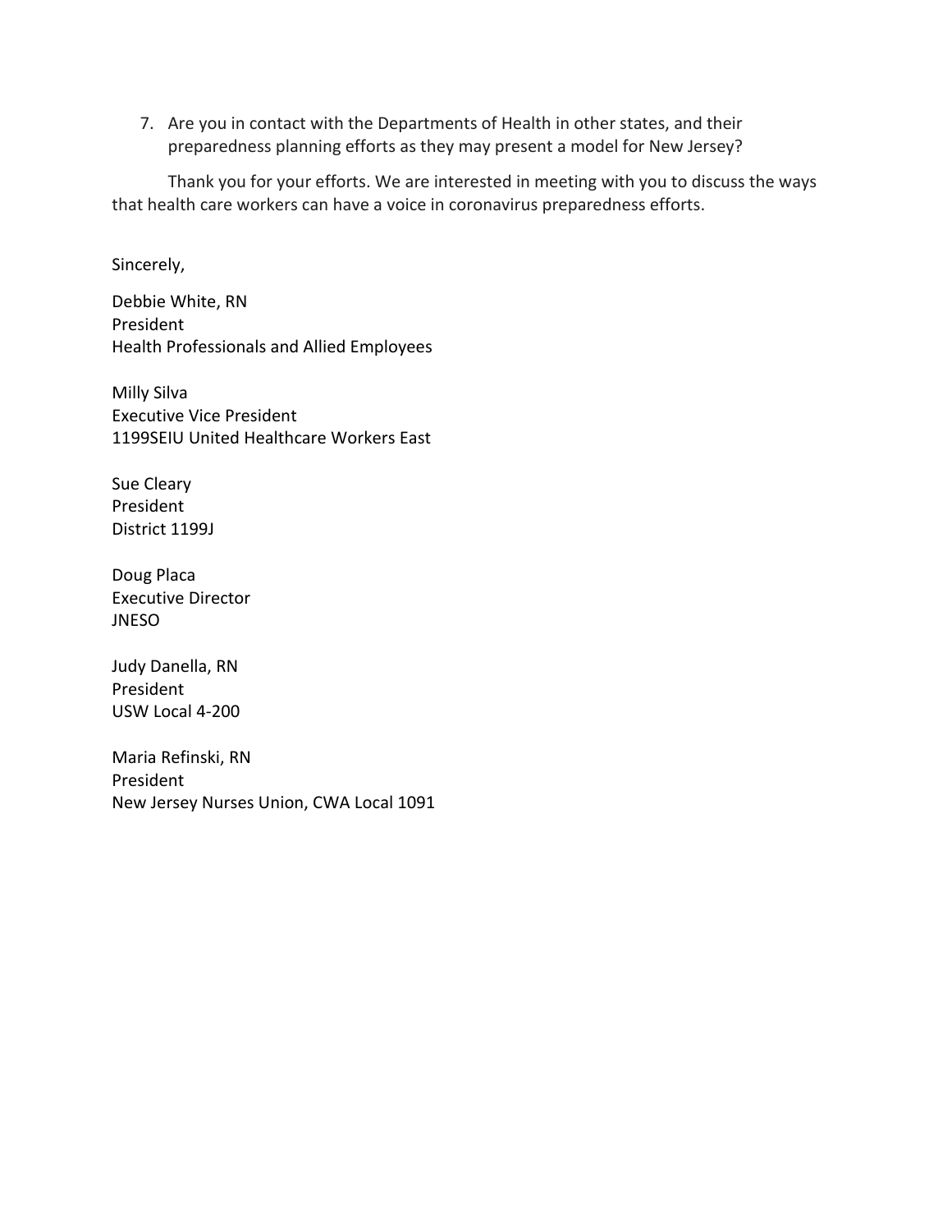7. Are you in contact with the Departments of Health in other states, and their preparedness planning efforts as they may present a model for New Jersey?

Thank you for your efforts. We are interested in meeting with you to discuss the ways that health care workers can have a voice in coronavirus preparedness efforts.

Sincerely,

Debbie White, RN
President
Health Professionals and Allied Employees

Milly Silva
Executive Vice President
1199SEIU United Healthcare Workers East

Sue Cleary
President
District 1199J

Doug Placa
Executive Director
JNESO

Judy Danella, RN
President
USW Local 4-200

Maria Refinski, RN
President
New Jersey Nurses Union, CWA Local 1091